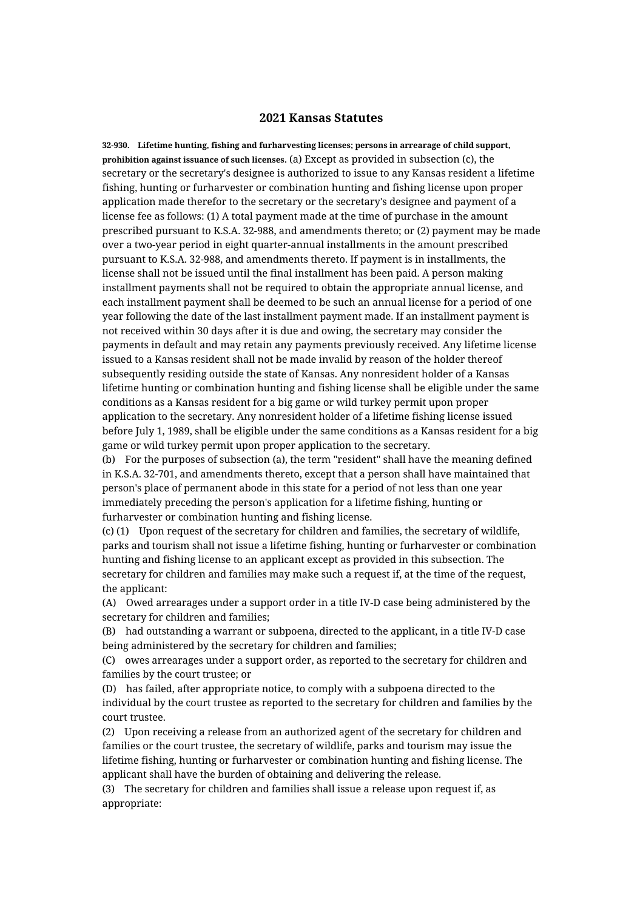# 2021 Kansas Statutes

**32-930. Lifetime hunting, fishing and furharvesting licenses; persons in arrearage of child support, prohibition against issuance of such licenses.** (a) Except as provided in subsection (c), the secretary or the secretary's designee is authorized to issue to any Kansas resident a lifetime fishing, hunting or furharvester or combination hunting and fishing license upon proper application made therefor to the secretary or the secretary's designee and payment of a license fee as follows: (1) A total payment made at the time of purchase in the amount prescribed pursuant to K.S.A. 32-988, and amendments thereto; or (2) payment may be made over a two-year period in eight quarter-annual installments in the amount prescribed pursuant to K.S.A. 32-988, and amendments thereto. If payment is in installments, the license shall not be issued until the final installment has been paid. A person making installment payments shall not be required to obtain the appropriate annual license, and each installment payment shall be deemed to be such an annual license for a period of one year following the date of the last installment payment made. If an installment payment is not received within 30 days after it is due and owing, the secretary may consider the payments in default and may retain any payments previously received. Any lifetime license issued to a Kansas resident shall not be made invalid by reason of the holder thereof subsequently residing outside the state of Kansas. Any nonresident holder of a Kansas lifetime hunting or combination hunting and fishing license shall be eligible under the same conditions as a Kansas resident for a big game or wild turkey permit upon proper application to the secretary. Any nonresident holder of a lifetime fishing license issued before July 1, 1989, shall be eligible under the same conditions as a Kansas resident for a big game or wild turkey permit upon proper application to the secretary.

(b) For the purposes of subsection (a), the term "resident" shall have the meaning defined in K.S.A. 32-701, and amendments thereto, except that a person shall have maintained that person's place of permanent abode in this state for a period of not less than one year immediately preceding the person's application for a lifetime fishing, hunting or furharvester or combination hunting and fishing license.

(c) (1) Upon request of the secretary for children and families, the secretary of wildlife, parks and tourism shall not issue a lifetime fishing, hunting or furharvester or combination hunting and fishing license to an applicant except as provided in this subsection. The secretary for children and families may make such a request if, at the time of the request, the applicant:

(A) Owed arrearages under a support order in a title IV-D case being administered by the secretary for children and families;

(B) had outstanding a warrant or subpoena, directed to the applicant, in a title IV-D case being administered by the secretary for children and families;

(C) owes arrearages under a support order, as reported to the secretary for children and families by the court trustee; or

(D) has failed, after appropriate notice, to comply with a subpoena directed to the individual by the court trustee as reported to the secretary for children and families by the court trustee.

(2) Upon receiving a release from an authorized agent of the secretary for children and families or the court trustee, the secretary of wildlife, parks and tourism may issue the lifetime fishing, hunting or furharvester or combination hunting and fishing license. The applicant shall have the burden of obtaining and delivering the release.

(3) The secretary for children and families shall issue a release upon request if, as appropriate: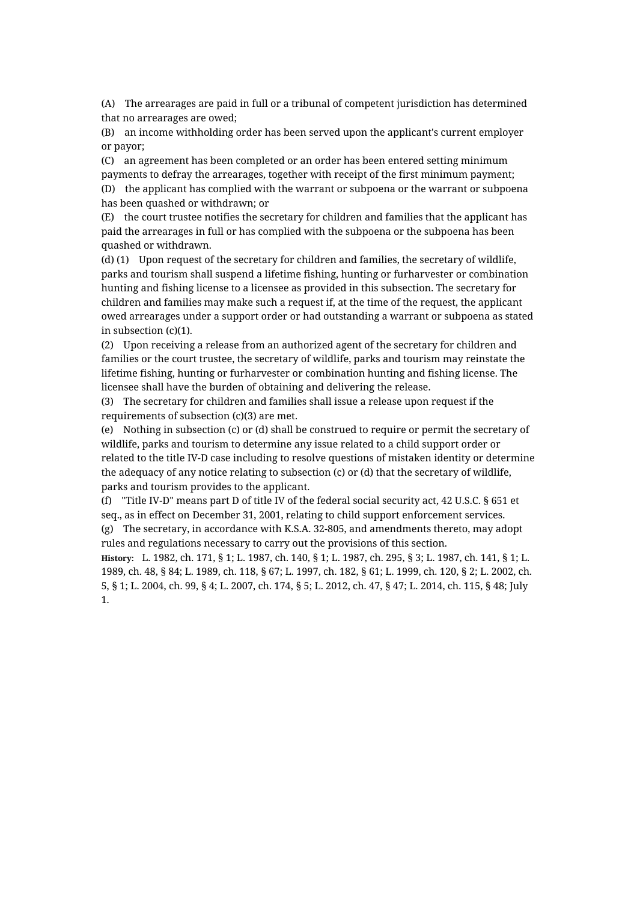(A) The arrearages are paid in full or a tribunal of competent jurisdiction has determined that no arrearages are owed;

(B) an income withholding order has been served upon the applicant's current employer or payor;

(C) an agreement has been completed or an order has been entered setting minimum payments to defray the arrearages, together with receipt of the first minimum payment;

(D) the applicant has complied with the warrant or subpoena or the warrant or subpoena has been quashed or withdrawn; or

(E) the court trustee notifies the secretary for children and families that the applicant has paid the arrearages in full or has complied with the subpoena or the subpoena has been quashed or withdrawn.

(d) (1) Upon request of the secretary for children and families, the secretary of wildlife, parks and tourism shall suspend a lifetime fishing, hunting or furharvester or combination hunting and fishing license to a licensee as provided in this subsection. The secretary for children and families may make such a request if, at the time of the request, the applicant owed arrearages under a support order or had outstanding a warrant or subpoena as stated in subsection (c)(1).

(2) Upon receiving a release from an authorized agent of the secretary for children and families or the court trustee, the secretary of wildlife, parks and tourism may reinstate the lifetime fishing, hunting or furharvester or combination hunting and fishing license. The licensee shall have the burden of obtaining and delivering the release.

(3) The secretary for children and families shall issue a release upon request if the requirements of subsection (c)(3) are met.

(e) Nothing in subsection (c) or (d) shall be construed to require or permit the secretary of wildlife, parks and tourism to determine any issue related to a child support order or related to the title IV-D case including to resolve questions of mistaken identity or determine the adequacy of any notice relating to subsection (c) or (d) that the secretary of wildlife, parks and tourism provides to the applicant.

(f) "Title IV-D" means part D of title IV of the federal social security act, 42 U.S.C. § 651 et seq., as in effect on December 31, 2001, relating to child support enforcement services.

(g) The secretary, in accordance with K.S.A. 32-805, and amendments thereto, may adopt rules and regulations necessary to carry out the provisions of this section.

**History:** L. 1982, ch. 171, § 1; L. 1987, ch. 140, § 1; L. 1987, ch. 295, § 3; L. 1987, ch. 141, § 1; L. 1989, ch. 48, § 84; L. 1989, ch. 118, § 67; L. 1997, ch. 182, § 61; L. 1999, ch. 120, § 2; L. 2002, ch. 5, § 1; L. 2004, ch. 99, § 4; L. 2007, ch. 174, § 5; L. 2012, ch. 47, § 47; L. 2014, ch. 115, § 48; July 1.